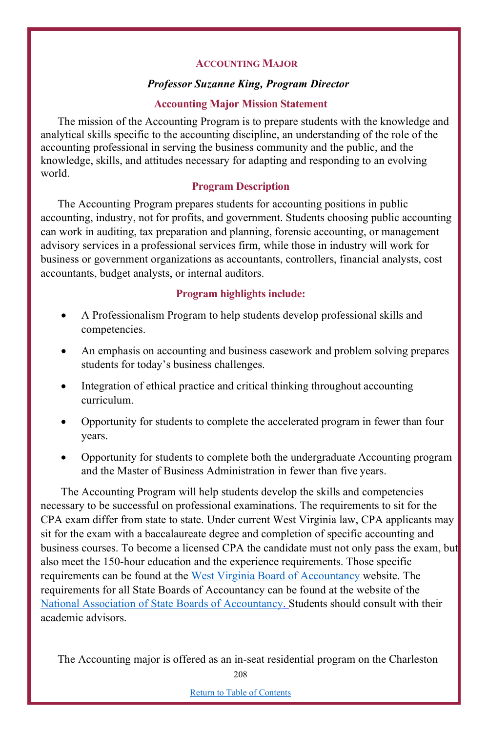## Accounting Major

***Professor Suzanne King, Program Director***

### Accounting Major Mission Statement

The mission of the Accounting Program is to prepare students with the knowledge and analytical skills specific to the accounting discipline, an understanding of the role of the accounting professional in serving the business community and the public, and the knowledge, skills, and attitudes necessary for adapting and responding to an evolving world.

### Program Description

The Accounting Program prepares students for accounting positions in public accounting, industry, not for profits, and government. Students choosing public accounting can work in auditing, tax preparation and planning, forensic accounting, or management advisory services in a professional services firm, while those in industry will work for business or government organizations as accountants, controllers, financial analysts, cost accountants, budget analysts, or internal auditors.

### Program highlights include:

- A Professionalism Program to help students develop professional skills and competencies.
- An emphasis on accounting and business casework and problem solving prepares students for today's business challenges.
- Integration of ethical practice and critical thinking throughout accounting curriculum.
- Opportunity for students to complete the accelerated program in fewer than four years.
- Opportunity for students to complete both the undergraduate Accounting program and the Master of Business Administration in fewer than five years.

The Accounting Program will help students develop the skills and competencies necessary to be successful on professional examinations. The requirements to sit for the CPA exam differ from state to state. Under current West Virginia law, CPA applicants may sit for the exam with a baccalaureate degree and completion of specific accounting and business courses. To become a licensed CPA the candidate must not only pass the exam, but also meet the 150-hour education and the experience requirements. Those specific requirements can be found at the West Virginia Board of Accountancy website. The requirements for all State Boards of Accountancy can be found at the website of the National Association of State Boards of Accountancy. Students should consult with their academic advisors.

The Accounting major is offered as an in-seat residential program on the Charleston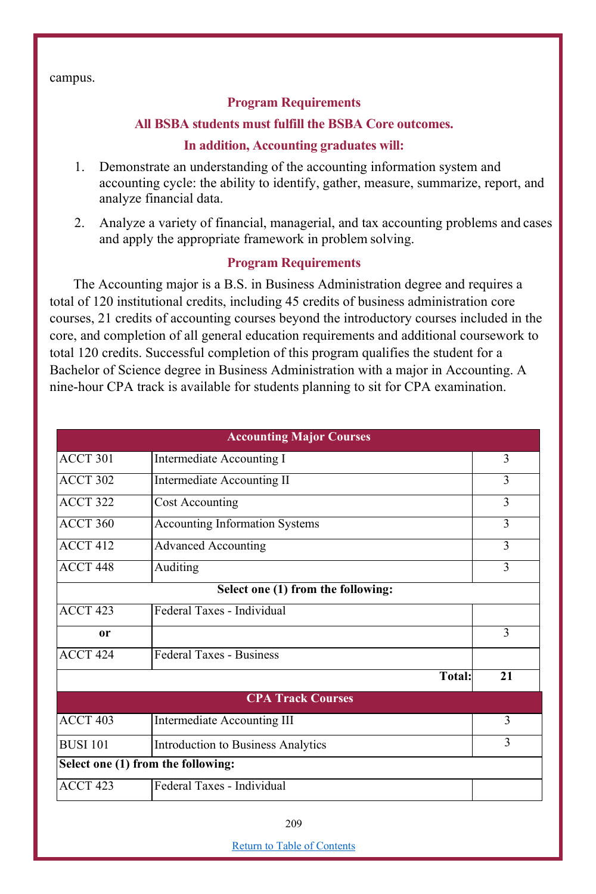campus.

## Program Requirements

### All BSBA students must fulfill the BSBA Core outcomes.

### In addition, Accounting graduates will:

1. Demonstrate an understanding of the accounting information system and accounting cycle: the ability to identify, gather, measure, summarize, report, and analyze financial data.
2. Analyze a variety of financial, managerial, and tax accounting problems and cases and apply the appropriate framework in problem solving.

## Program Requirements

The Accounting major is a B.S. in Business Administration degree and requires a total of 120 institutional credits, including 45 credits of business administration core courses, 21 credits of accounting courses beyond the introductory courses included in the core, and completion of all general education requirements and additional coursework to total 120 credits. Successful completion of this program qualifies the student for a Bachelor of Science degree in Business Administration with a major in Accounting. A nine-hour CPA track is available for students planning to sit for CPA examination.

| Accounting Major Courses | | |
|---|---|---|
| ACCT 301 | Intermediate Accounting I | 3 |
| ACCT 302 | Intermediate Accounting II | 3 |
| ACCT 322 | Cost Accounting | 3 |
| ACCT 360 | Accounting Information Systems | 3 |
| ACCT 412 | Advanced Accounting | 3 |
| ACCT 448 | Auditing | 3 |
| **Select one (1) from the following:** | | |
| ACCT 423 | Federal Taxes - Individual | |
| **or** | | 3 |
| ACCT 424 | Federal Taxes - Business | |
| | **Total:** | **21** |

| CPA Track Courses | | |
|---|---|---|
| ACCT 403 | Intermediate Accounting III | 3 |
| BUSI 101 | Introduction to Business Analytics | 3 |
| **Select one (1) from the following:** | | |
| ACCT 423 | Federal Taxes - Individual | |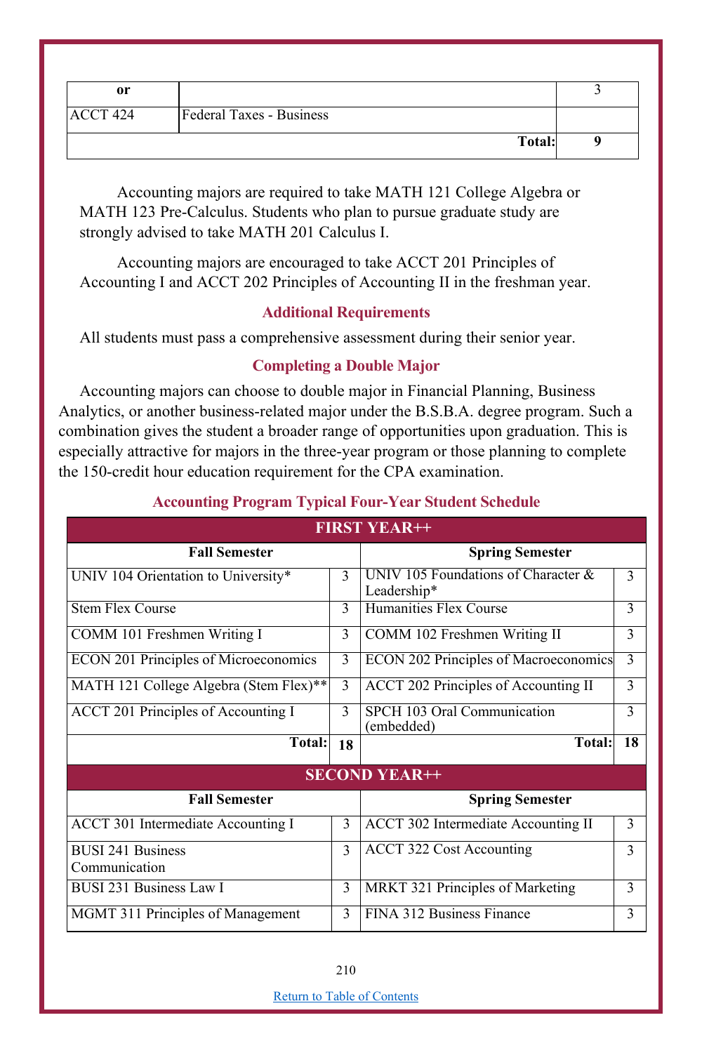| or | | 3 |
|---|---|---|
| ACCT 424 | Federal Taxes - Business | |
| | **Total:** | **9** |

Accounting majors are required to take MATH 121 College Algebra or MATH 123 Pre-Calculus. Students who plan to pursue graduate study are strongly advised to take MATH 201 Calculus I.

Accounting majors are encouraged to take ACCT 201 Principles of Accounting I and ACCT 202 Principles of Accounting II in the freshman year.

### Additional Requirements

All students must pass a comprehensive assessment during their senior year.

### Completing a Double Major

Accounting majors can choose to double major in Financial Planning, Business Analytics, or another business-related major under the B.S.B.A. degree program. Such a combination gives the student a broader range of opportunities upon graduation. This is especially attractive for majors in the three-year program or those planning to complete the 150-credit hour education requirement for the CPA examination.

### Accounting Program Typical Four-Year Student Schedule

| **FIRST YEAR++** | | | |
|---|---|---|---|
| **Fall Semester** | | **Spring Semester** | |
| UNIV 104 Orientation to University* | 3 | UNIV 105 Foundations of Character & Leadership* | 3 |
| Stem Flex Course | 3 | Humanities Flex Course | 3 |
| COMM 101 Freshmen Writing I | 3 | COMM 102 Freshmen Writing II | 3 |
| ECON 201 Principles of Microeconomics | 3 | ECON 202 Principles of Macroeconomics | 3 |
| MATH 121 College Algebra (Stem Flex)** | 3 | ACCT 202 Principles of Accounting II | 3 |
| ACCT 201 Principles of Accounting I | 3 | SPCH 103 Oral Communication (embedded) | 3 |
| **Total:** | **18** | **Total:** | **18** |
| **SECOND YEAR++** | | | |
| **Fall Semester** | | **Spring Semester** | |
| ACCT 301 Intermediate Accounting I | 3 | ACCT 302 Intermediate Accounting II | 3 |
| BUSI 241 Business Communication | 3 | ACCT 322 Cost Accounting | 3 |
| BUSI 231 Business Law I | 3 | MRKT 321 Principles of Marketing | 3 |
| MGMT 311 Principles of Management | 3 | FINA 312 Business Finance | 3 |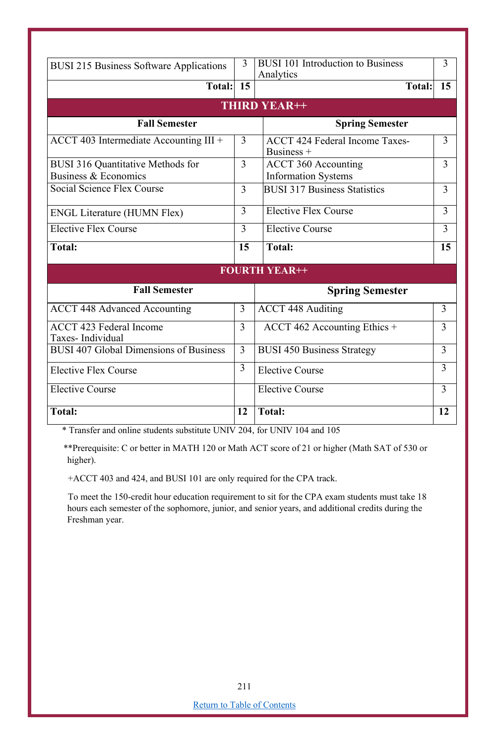| | | | |
|---|---|---|---|
| BUSI 215 Business Software Applications | 3 | BUSI 101 Introduction to Business Analytics | 3 |
| **Total:** | **15** | **Total:** | **15** |

## THIRD YEAR++

| Fall Semester | | Spring Semester | |
|---|---|---|---|
| ACCT 403 Intermediate Accounting III + | 3 | ACCT 424 Federal Income Taxes-Business + | 3 |
| BUSI 316 Quantitative Methods for Business & Economics | 3 | ACCT 360 Accounting Information Systems | 3 |
| Social Science Flex Course | 3 | BUSI 317 Business Statistics | 3 |
| ENGL Literature (HUMN Flex) | 3 | Elective Flex Course | 3 |
| Elective Flex Course | 3 | Elective Course | 3 |
| **Total:** | **15** | **Total:** | **15** |

## FOURTH YEAR++

| Fall Semester | | Spring Semester | |
|---|---|---|---|
| ACCT 448 Advanced Accounting | 3 | ACCT 448 Auditing | 3 |
| ACCT 423 Federal Income Taxes- Individual | 3 | ACCT 462 Accounting Ethics + | 3 |
| BUSI 407 Global Dimensions of Business | 3 | BUSI 450 Business Strategy | 3 |
| Elective Flex Course | 3 | Elective Course | 3 |
| Elective Course | | Elective Course | 3 |
| **Total:** | **12** | **Total:** | **12** |

* Transfer and online students substitute UNIV 204, for UNIV 104 and 105

**Prerequisite: C or better in MATH 120 or Math ACT score of 21 or higher (Math SAT of 530 or higher).

+ACCT 403 and 424, and BUSI 101 are only required for the CPA track.

To meet the 150-credit hour education requirement to sit for the CPA exam students must take 18 hours each semester of the sophomore, junior, and senior years, and additional credits during the Freshman year.

Return to Table of Contents